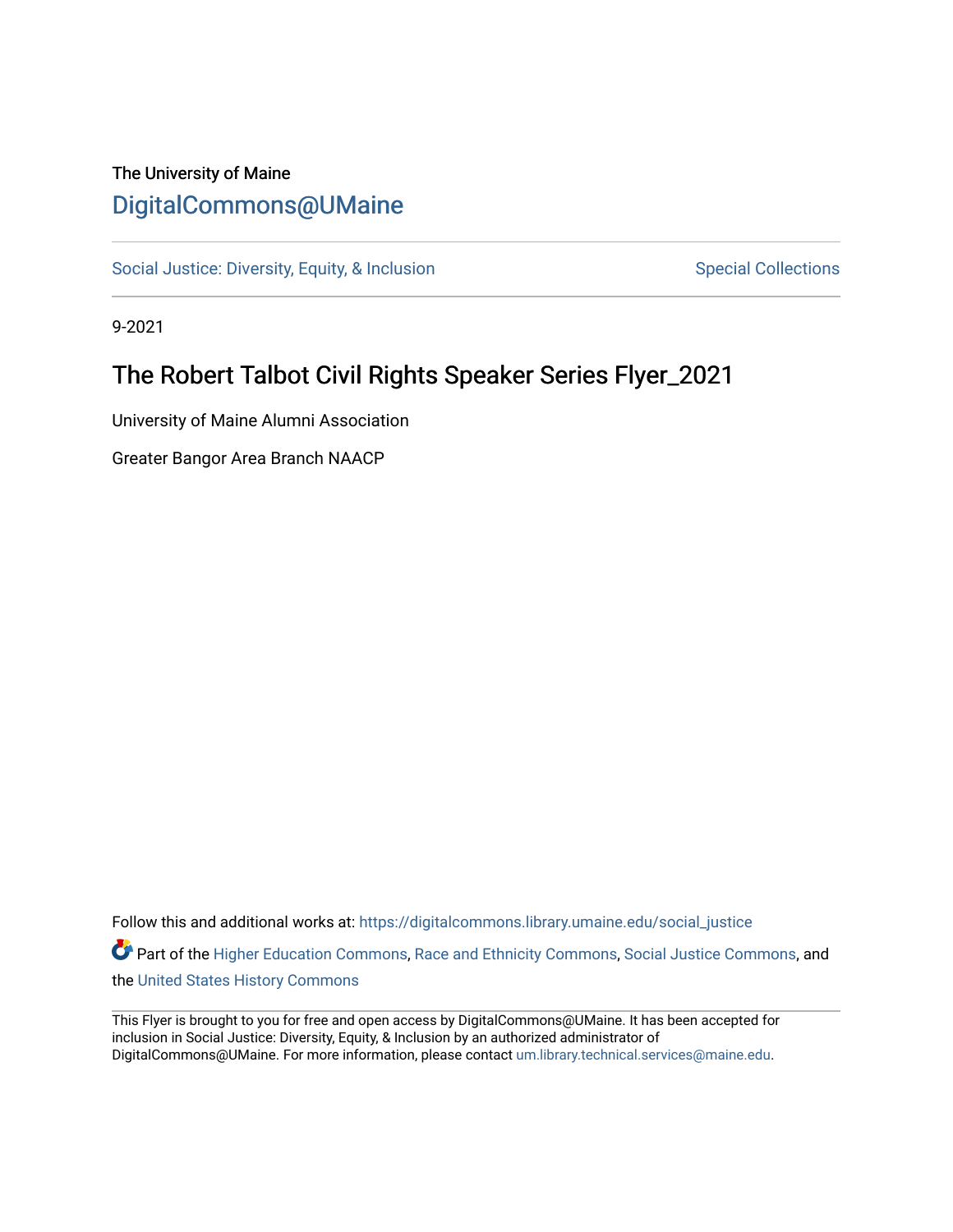The University of Maine

## DigitalCommons@UMaine

Social Justice: Diversity, Equity, & Inclusion | Special Collections

9-2021

# The Robert Talbot Civil Rights Speaker Series Flyer_2021

University of Maine Alumni Association

Greater Bangor Area Branch NAACP

Follow this and additional works at: https://digitalcommons.library.umaine.edu/social_justice

Part of the Higher Education Commons, Race and Ethnicity Commons, Social Justice Commons, and the United States History Commons

This Flyer is brought to you for free and open access by DigitalCommons@UMaine. It has been accepted for inclusion in Social Justice: Diversity, Equity, & Inclusion by an authorized administrator of DigitalCommons@UMaine. For more information, please contact um.library.technical.services@maine.edu.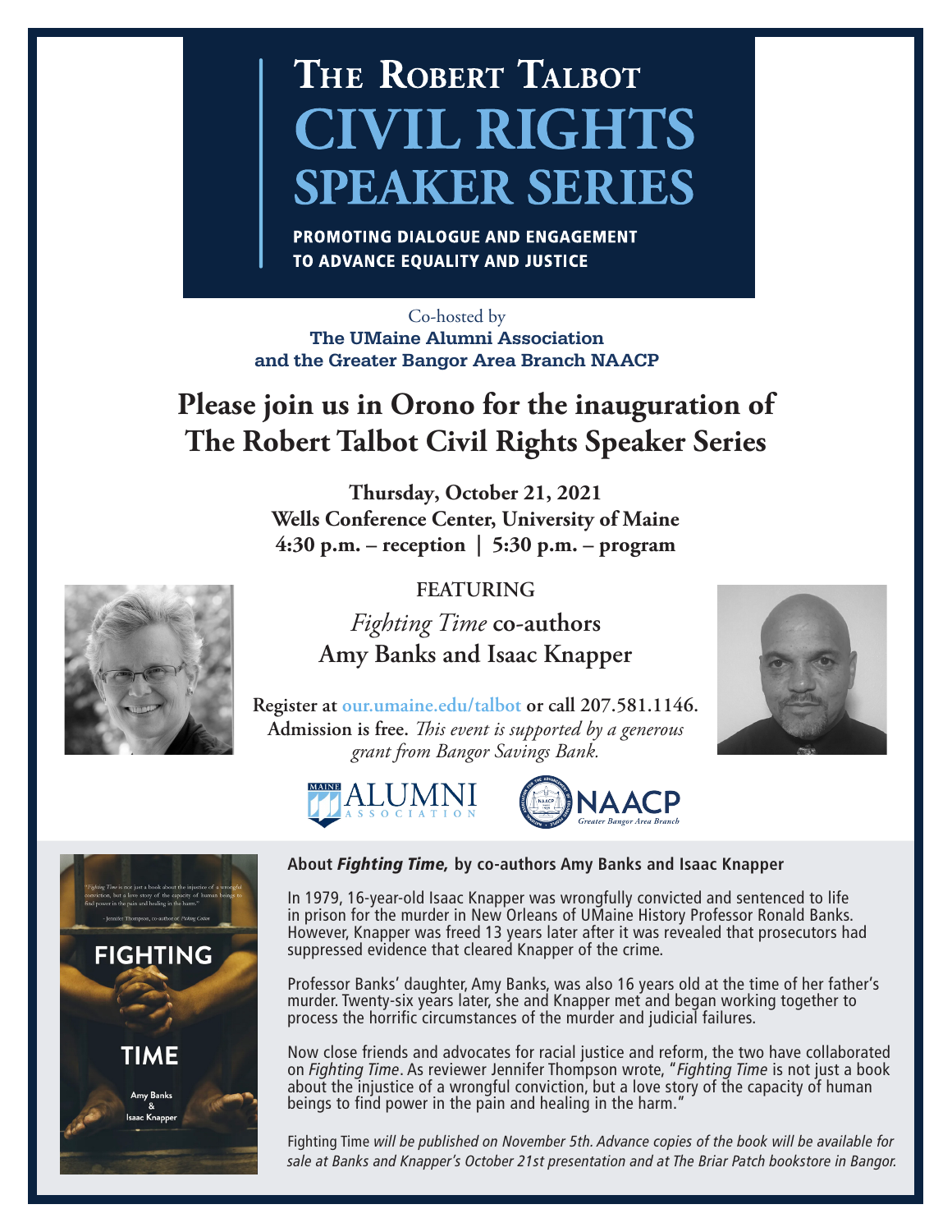# The Robert Talbot CIVIL RIGHTS SPEAKER SERIES

**PROMOTING DIALOGUE AND ENGAGEMENT TO ADVANCE EQUALITY AND JUSTICE**

Co-hosted by
**The UMaine Alumni Association and the Greater Bangor Area Branch NAACP**

## Please join us in Orono for the inauguration of The Robert Talbot Civil Rights Speaker Series

**Thursday, October 21, 2021**
**Wells Conference Center, University of Maine**
**4:30 p.m. – reception | 5:30 p.m. – program**

**FEATURING**

*Fighting Time* **co-authors**
**Amy Banks and Isaac Knapper**

**Register at our.umaine.edu/talbot or call 207.581.1146.**
**Admission is free.** *This event is supported by a generous grant from Bangor Savings Bank.*

MAINE ALUMNI ASSOCIATION

NAACP Greater Bangor Area Branch

### About *Fighting Time,* by co-authors Amy Banks and Isaac Knapper

In 1979, 16-year-old Isaac Knapper was wrongfully convicted and sentenced to life in prison for the murder in New Orleans of UMaine History Professor Ronald Banks. However, Knapper was freed 13 years later after it was revealed that prosecutors had suppressed evidence that cleared Knapper of the crime.

Professor Banks' daughter, Amy Banks, was also 16 years old at the time of her father's murder. Twenty-six years later, she and Knapper met and began working together to process the horrific circumstances of the murder and judicial failures.

Now close friends and advocates for racial justice and reform, the two have collaborated on *Fighting Time*. As reviewer Jennifer Thompson wrote, "*Fighting Time* is not just a book about the injustice of a wrongful conviction, but a love story of the capacity of human beings to find power in the pain and healing in the harm."

Fighting Time *will be published on November 5th. Advance copies of the book will be available for sale at Banks and Knapper's October 21st presentation and at The Briar Patch bookstore in Bangor.*